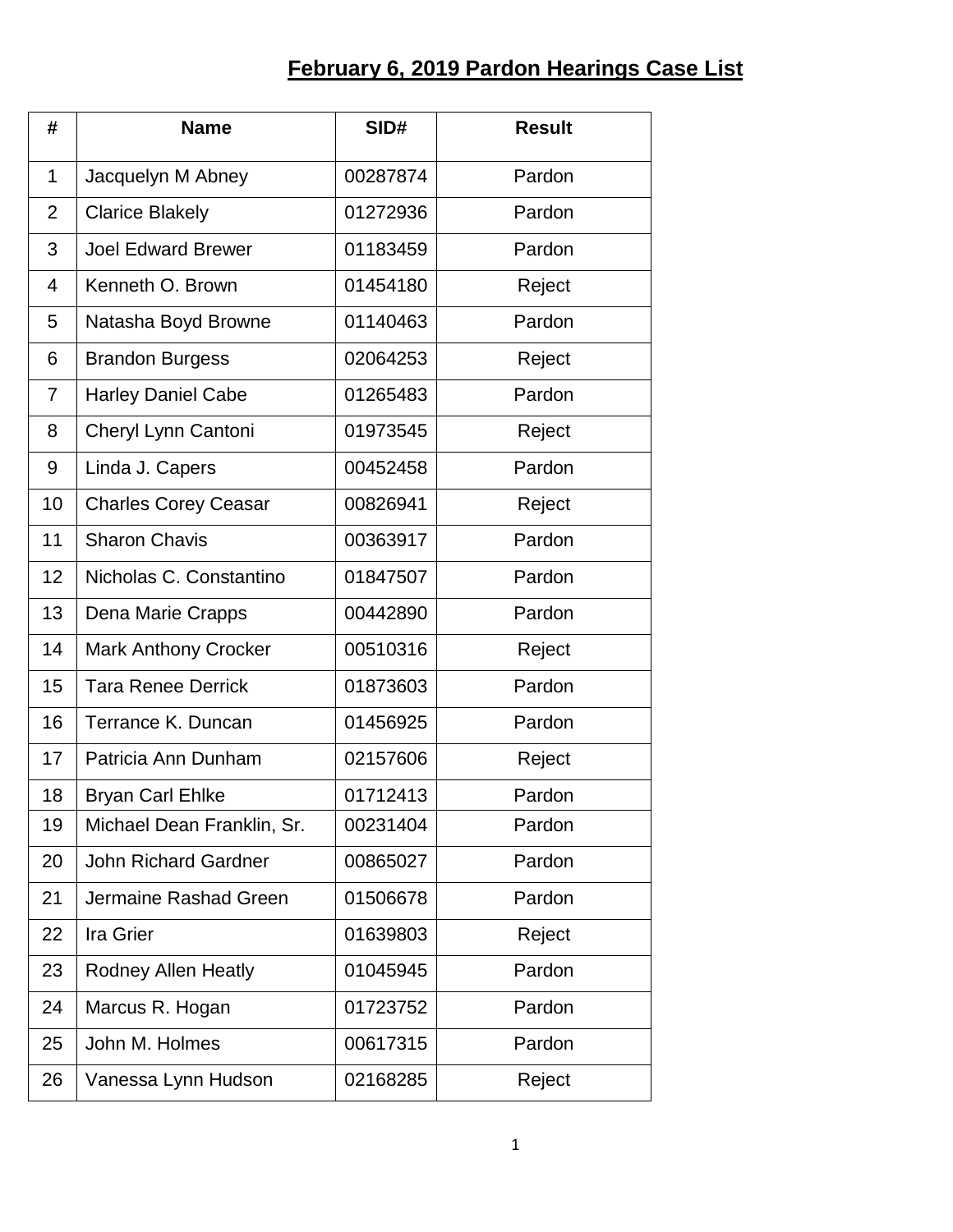# February 6, 2019 Pardon Hearings Case List

| # | Name | SID# | Result |
|---|---|---|---|
| 1 | Jacquelyn M Abney | 00287874 | Pardon |
| 2 | Clarice Blakely | 01272936 | Pardon |
| 3 | Joel Edward Brewer | 01183459 | Pardon |
| 4 | Kenneth O. Brown | 01454180 | Reject |
| 5 | Natasha Boyd Browne | 01140463 | Pardon |
| 6 | Brandon Burgess | 02064253 | Reject |
| 7 | Harley Daniel Cabe | 01265483 | Pardon |
| 8 | Cheryl Lynn Cantoni | 01973545 | Reject |
| 9 | Linda J. Capers | 00452458 | Pardon |
| 10 | Charles Corey Ceasar | 00826941 | Reject |
| 11 | Sharon Chavis | 00363917 | Pardon |
| 12 | Nicholas C. Constantino | 01847507 | Pardon |
| 13 | Dena Marie Crapps | 00442890 | Pardon |
| 14 | Mark Anthony Crocker | 00510316 | Reject |
| 15 | Tara Renee Derrick | 01873603 | Pardon |
| 16 | Terrance K. Duncan | 01456925 | Pardon |
| 17 | Patricia Ann Dunham | 02157606 | Reject |
| 18 | Bryan Carl Ehlke | 01712413 | Pardon |
| 19 | Michael Dean Franklin, Sr. | 00231404 | Pardon |
| 20 | John Richard Gardner | 00865027 | Pardon |
| 21 | Jermaine Rashad Green | 01506678 | Pardon |
| 22 | Ira Grier | 01639803 | Reject |
| 23 | Rodney Allen Heatly | 01045945 | Pardon |
| 24 | Marcus R. Hogan | 01723752 | Pardon |
| 25 | John M. Holmes | 00617315 | Pardon |
| 26 | Vanessa Lynn Hudson | 02168285 | Reject |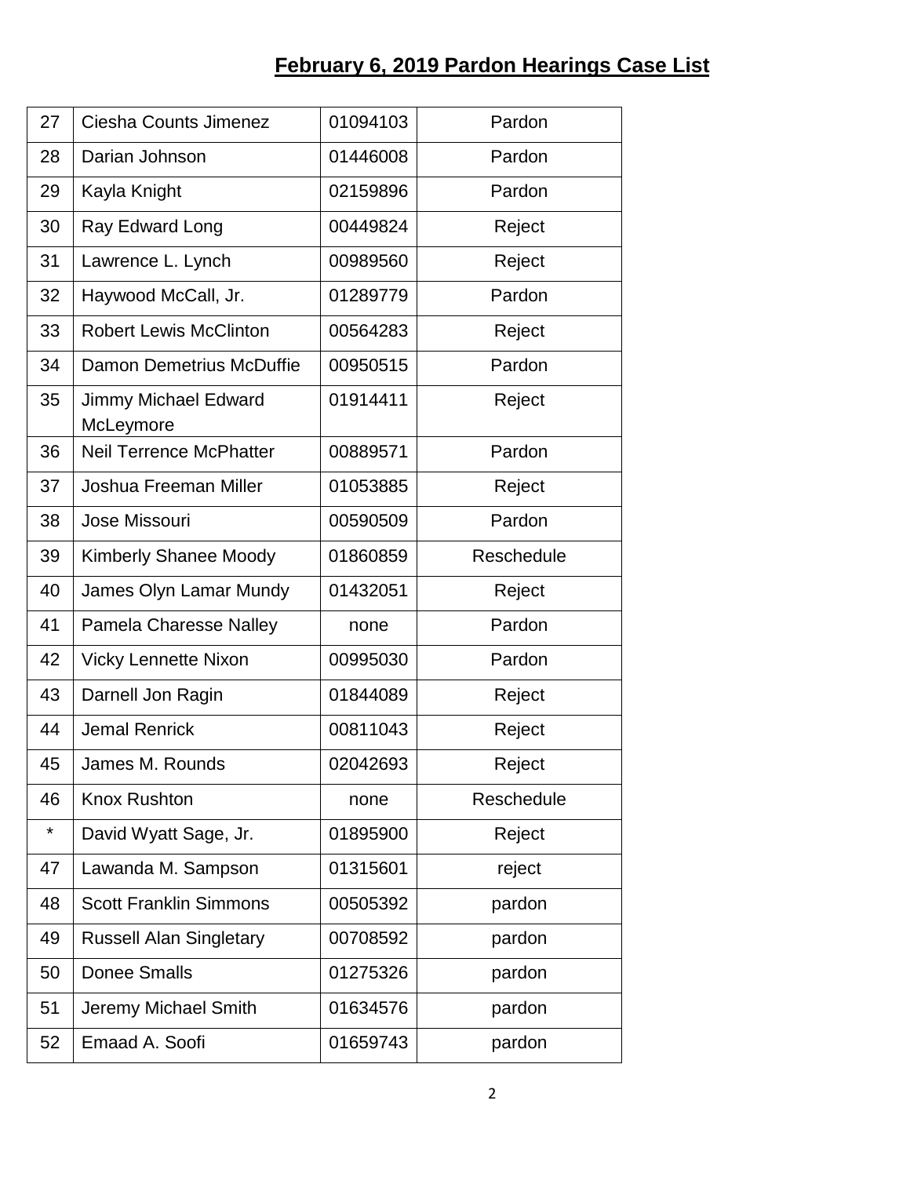## February 6, 2019 Pardon Hearings Case List

| | | | |
|---|---|---|---|
| 27 | Ciesha Counts Jimenez | 01094103 | Pardon |
| 28 | Darian Johnson | 01446008 | Pardon |
| 29 | Kayla Knight | 02159896 | Pardon |
| 30 | Ray Edward Long | 00449824 | Reject |
| 31 | Lawrence L. Lynch | 00989560 | Reject |
| 32 | Haywood McCall, Jr. | 01289779 | Pardon |
| 33 | Robert Lewis McClinton | 00564283 | Reject |
| 34 | Damon Demetrius McDuffie | 00950515 | Pardon |
| 35 | Jimmy Michael Edward McLeymore | 01914411 | Reject |
| 36 | Neil Terrence McPhatter | 00889571 | Pardon |
| 37 | Joshua Freeman Miller | 01053885 | Reject |
| 38 | Jose Missouri | 00590509 | Pardon |
| 39 | Kimberly Shanee Moody | 01860859 | Reschedule |
| 40 | James Olyn Lamar Mundy | 01432051 | Reject |
| 41 | Pamela Charesse Nalley | none | Pardon |
| 42 | Vicky Lennette Nixon | 00995030 | Pardon |
| 43 | Darnell Jon Ragin | 01844089 | Reject |
| 44 | Jemal Renrick | 00811043 | Reject |
| 45 | James M. Rounds | 02042693 | Reject |
| 46 | Knox Rushton | none | Reschedule |
| * | David Wyatt Sage, Jr. | 01895900 | Reject |
| 47 | Lawanda M. Sampson | 01315601 | reject |
| 48 | Scott Franklin Simmons | 00505392 | pardon |
| 49 | Russell Alan Singletary | 00708592 | pardon |
| 50 | Donee Smalls | 01275326 | pardon |
| 51 | Jeremy Michael Smith | 01634576 | pardon |
| 52 | Emaad A. Soofi | 01659743 | pardon |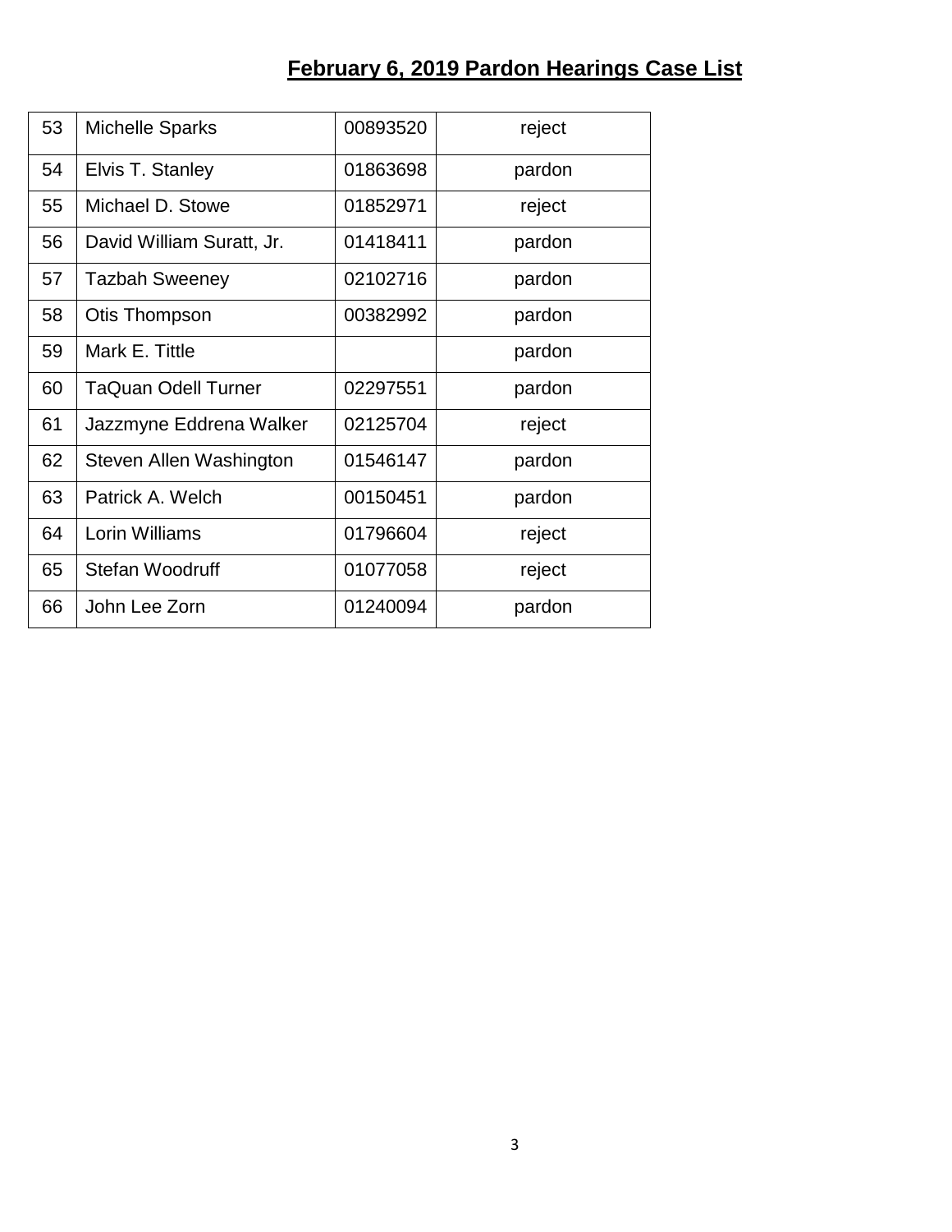## February 6, 2019 Pardon Hearings Case List

| | | | |
|---|---|---|---|
| 53 | Michelle Sparks | 00893520 | reject |
| 54 | Elvis T. Stanley | 01863698 | pardon |
| 55 | Michael D. Stowe | 01852971 | reject |
| 56 | David William Suratt, Jr. | 01418411 | pardon |
| 57 | Tazbah Sweeney | 02102716 | pardon |
| 58 | Otis Thompson | 00382992 | pardon |
| 59 | Mark E. Tittle | | pardon |
| 60 | TaQuan Odell Turner | 02297551 | pardon |
| 61 | Jazzmyne Eddrena Walker | 02125704 | reject |
| 62 | Steven Allen Washington | 01546147 | pardon |
| 63 | Patrick A. Welch | 00150451 | pardon |
| 64 | Lorin Williams | 01796604 | reject |
| 65 | Stefan Woodruff | 01077058 | reject |
| 66 | John Lee Zorn | 01240094 | pardon |